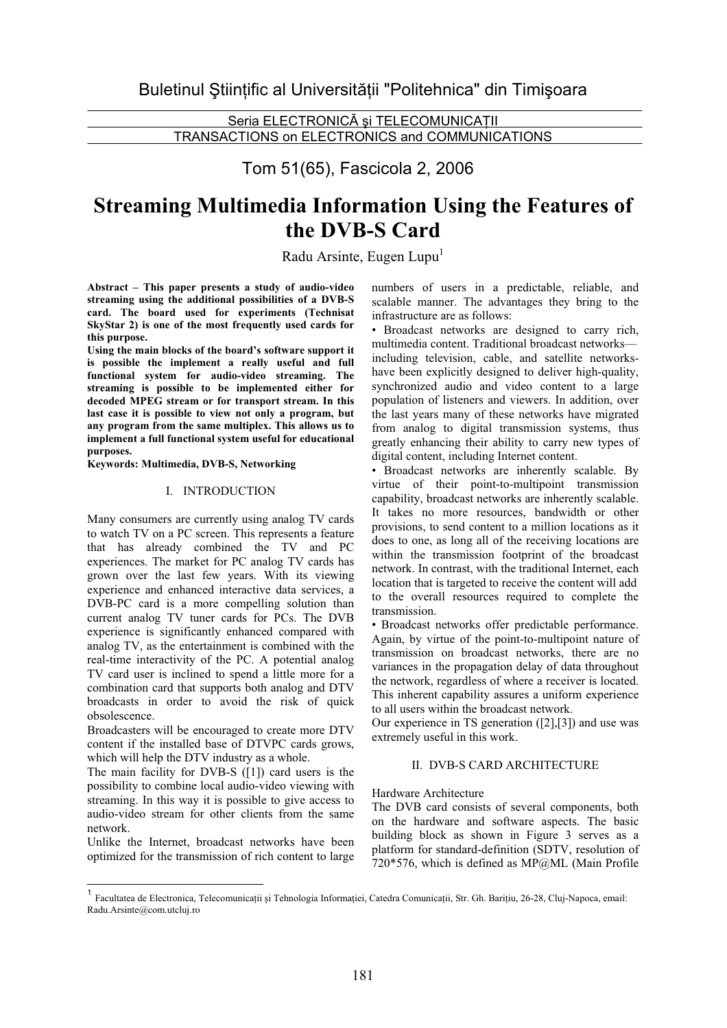Buletinul Ştiinţific al Universităţii "Politehnica" din Timişoara

Seria ELECTRONICĂ şi TELECOMUNICAŢII
TRANSACTIONS on ELECTRONICS and COMMUNICATIONS

Tom 51(65), Fascicola 2, 2006

# Streaming Multimedia Information Using the Features of the DVB-S Card

Radu Arsinte, Eugen Lupu[1]

**Abstract – This paper presents a study of audio-video streaming using the additional possibilities of a DVB-S card. The board used for experiments (Technisat SkyStar 2) is one of the most frequently used cards for this purpose.**
**Using the main blocks of the board's software support it is possible the implement a really useful and full functional system for audio-video streaming. The streaming is possible to be implemented either for decoded MPEG stream or for transport stream. In this last case it is possible to view not only a program, but any program from the same multiplex. This allows us to implement a full functional system useful for educational purposes.**
**Keywords: Multimedia, DVB-S, Networking**

## I. INTRODUCTION

Many consumers are currently using analog TV cards to watch TV on a PC screen. This represents a feature that has already combined the TV and PC experiences. The market for PC analog TV cards has grown over the last few years. With its viewing experience and enhanced interactive data services, a DVB-PC card is a more compelling solution than current analog TV tuner cards for PCs. The DVB experience is significantly enhanced compared with analog TV, as the entertainment is combined with the real-time interactivity of the PC. A potential analog TV card user is inclined to spend a little more for a combination card that supports both analog and DTV broadcasts in order to avoid the risk of quick obsolescence.

Broadcasters will be encouraged to create more DTV content if the installed base of DTVPC cards grows, which will help the DTV industry as a whole.

The main facility for DVB-S ([1]) card users is the possibility to combine local audio-video viewing with streaming. In this way it is possible to give access to audio-video stream for other clients from the same network.

Unlike the Internet, broadcast networks have been optimized for the transmission of rich content to large numbers of users in a predictable, reliable, and scalable manner. The advantages they bring to the infrastructure are as follows:

• Broadcast networks are designed to carry rich, multimedia content. Traditional broadcast networks—including television, cable, and satellite networks-have been explicitly designed to deliver high-quality, synchronized audio and video content to a large population of listeners and viewers. In addition, over the last years many of these networks have migrated from analog to digital transmission systems, thus greatly enhancing their ability to carry new types of digital content, including Internet content.

• Broadcast networks are inherently scalable. By virtue of their point-to-multipoint transmission capability, broadcast networks are inherently scalable. It takes no more resources, bandwidth or other provisions, to send content to a million locations as it does to one, as long all of the receiving locations are within the transmission footprint of the broadcast network. In contrast, with the traditional Internet, each location that is targeted to receive the content will add to the overall resources required to complete the transmission.

• Broadcast networks offer predictable performance. Again, by virtue of the point-to-multipoint nature of transmission on broadcast networks, there are no variances in the propagation delay of data throughout the network, regardless of where a receiver is located. This inherent capability assures a uniform experience to all users within the broadcast network.

Our experience in TS generation ([2],[3]) and use was extremely useful in this work.

## II. DVB-S CARD ARCHITECTURE

Hardware Architecture

The DVB card consists of several components, both on the hardware and software aspects. The basic building block as shown in Figure 3 serves as a platform for standard-definition (SDTV, resolution of 720*576, which is defined as MP@ML (Main Profile

[1] Facultatea de Electronica, Telecomunicaţii şi Tehnologia Informaţiei, Catedra Comunicaţii, Str. Gh. Bariţiu, 26-28, Cluj-Napoca, email: Radu.Arsinte@com.utcluj.ro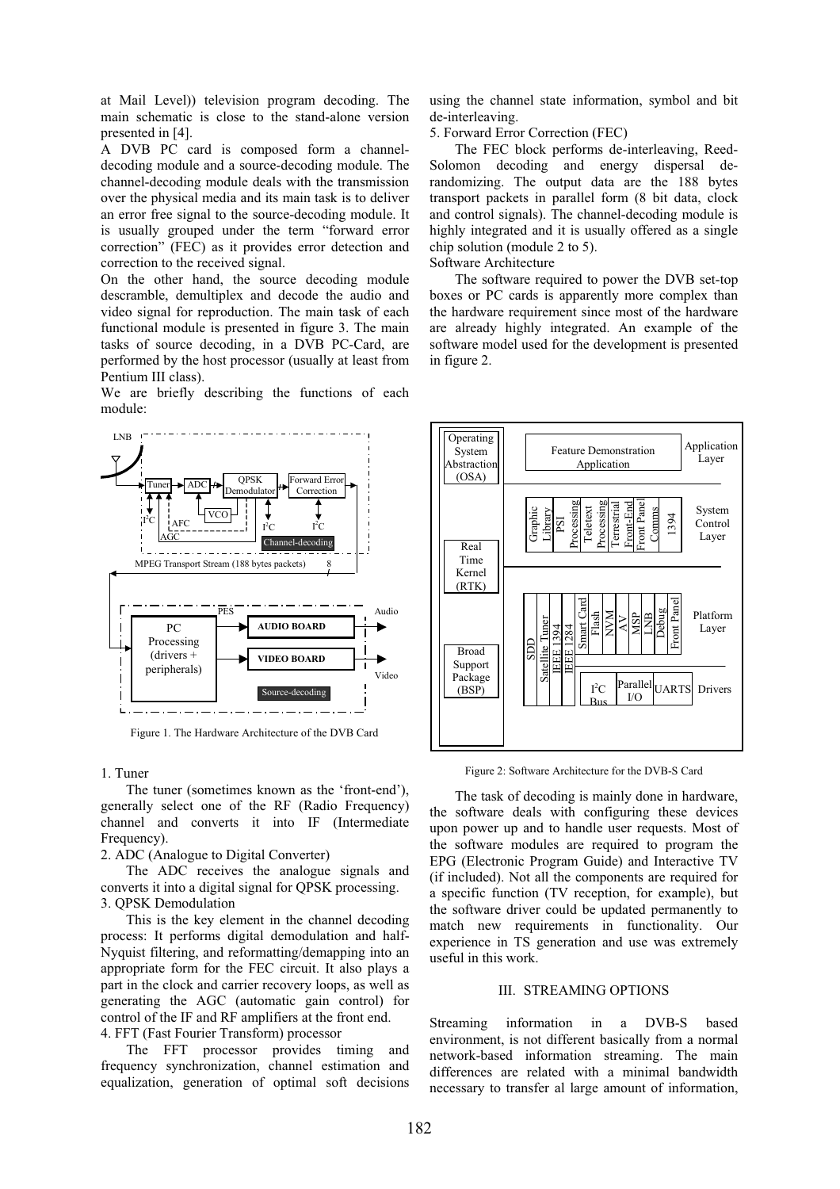at Mail Level)) television program decoding. The main schematic is close to the stand-alone version presented in [4].

A DVB PC card is composed form a channel-decoding module and a source-decoding module. The channel-decoding module deals with the transmission over the physical media and its main task is to deliver an error free signal to the source-decoding module. It is usually grouped under the term "forward error correction" (FEC) as it provides error detection and correction to the received signal.

On the other hand, the source decoding module descramble, demultiplex and decode the audio and video signal for reproduction. The main task of each functional module is presented in figure 3. The main tasks of source decoding, in a DVB PC-Card, are performed by the host processor (usually at least from Pentium III class).

We are briefly describing the functions of each module:

Figure 1. The Hardware Architecture of the DVB Card

1. Tuner

The tuner (sometimes known as the 'front-end'), generally select one of the RF (Radio Frequency) channel and converts it into IF (Intermediate Frequency).

2. ADC (Analogue to Digital Converter)

The ADC receives the analogue signals and converts it into a digital signal for QPSK processing.

3. QPSK Demodulation

This is the key element in the channel decoding process: It performs digital demodulation and half-Nyquist filtering, and reformatting/demapping into an appropriate form for the FEC circuit. It also plays a part in the clock and carrier recovery loops, as well as generating the AGC (automatic gain control) for control of the IF and RF amplifiers at the front end.

4. FFT (Fast Fourier Transform) processor

The FFT processor provides timing and frequency synchronization, channel estimation and equalization, generation of optimal soft decisions using the channel state information, symbol and bit de-interleaving.

5. Forward Error Correction (FEC)

The FEC block performs de-interleaving, Reed-Solomon decoding and energy dispersal de-randomizing. The output data are the 188 bytes transport packets in parallel form (8 bit data, clock and control signals). The channel-decoding module is highly integrated and it is usually offered as a single chip solution (module 2 to 5).

Software Architecture

The software required to power the DVB set-top boxes or PC cards is apparently more complex than the hardware requirement since most of the hardware are already highly integrated. An example of the software model used for the development is presented in figure 2.

Figure 2: Software Architecture for the DVB-S Card

The task of decoding is mainly done in hardware, the software deals with configuring these devices upon power up and to handle user requests. Most of the software modules are required to program the EPG (Electronic Program Guide) and Interactive TV (if included). Not all the components are required for a specific function (TV reception, for example), but the software driver could be updated permanently to match new requirements in functionality. Our experience in TS generation and use was extremely useful in this work.

## III. STREAMING OPTIONS

Streaming information in a DVB-S based environment, is not different basically from a normal network-based information streaming. The main differences are related with a minimal bandwidth necessary to transfer al large amount of information,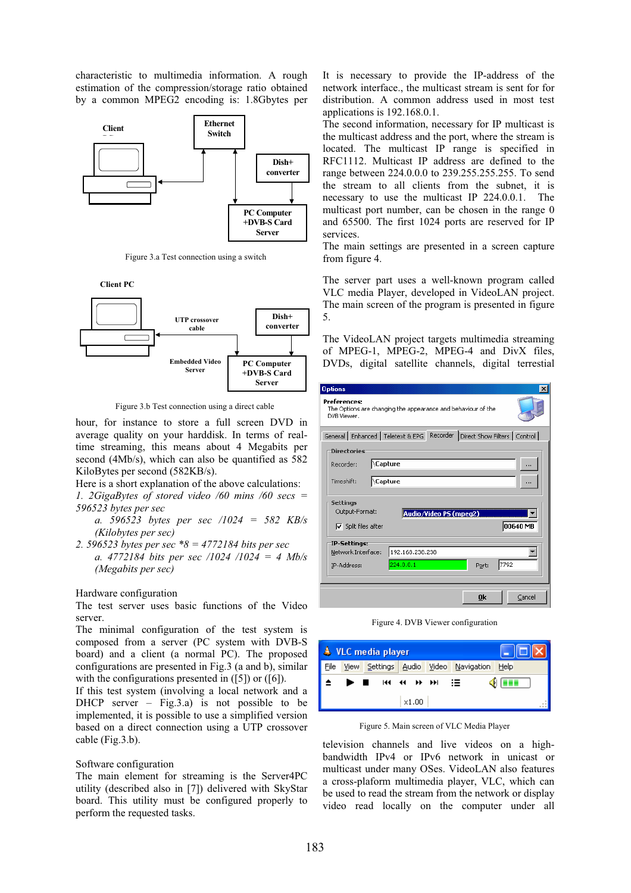characteristic to multimedia information. A rough estimation of the compression/storage ratio obtained by a common MPEG2 encoding is: 1.8Gbytes per hour, for instance to store a full screen DVD in average quality on your harddisk. In terms of real-time streaming, this means about 4 Megabits per second (4Mb/s), which can also be quantified as 582 KiloBytes per second (582KB/s).

Figure 3.a Test connection using a switch

Figure 3.b Test connection using a direct cable

Here is a short explanation of the above calculations:

*1. 2GigaBytes of stored video /60 mins /60 secs = 596523 bytes per sec*

*a. 596523 bytes per sec /1024 = 582 KB/s (Kilobytes per sec)*

*2. 596523 bytes per sec \*8 = 4772184 bits per sec*

*a. 4772184 bits per sec /1024 /1024 = 4 Mb/s (Megabits per sec)*

Hardware configuration

The test server uses basic functions of the Video server.

The minimal configuration of the test system is composed from a server (PC system with DVB-S board) and a client (a normal PC). The proposed configurations are presented in Fig.3 (a and b), similar with the configurations presented in ([5]) or ([6]).

If this test system (involving a local network and a DHCP server – Fig.3.a) is not possible to be implemented, it is possible to use a simplified version based on a direct connection using a UTP crossover cable (Fig.3.b).

Software configuration

The main element for streaming is the Server4PC utility (described also in [7]) delivered with SkyStar board. This utility must be configured properly to perform the requested tasks.

It is necessary to provide the IP-address of the network interface., the multicast stream is sent for for distribution. A common address used in most test applications is 192.168.0.1.

The second information, necessary for IP multicast is the multicast address and the port, where the stream is located. The multicast IP range is specified in RFC1112. Multicast IP address are defined to the range between 224.0.0.0 to 239.255.255.255. To send the stream to all clients from the subnet, it is necessary to use the multicast IP 224.0.0.1. The multicast port number, can be chosen in the range 0 and 65500. The first 1024 ports are reserved for IP services.

The main settings are presented in a screen capture from figure 4.

The server part uses a well-known program called VLC media Player, developed in VideoLAN project. The main screen of the program is presented in figure 5.

The VideoLAN project targets multimedia streaming of MPEG-1, MPEG-2, MPEG-4 and DivX files, DVDs, digital satellite channels, digital terrestial television channels and live videos on a high-bandwidth IPv4 or IPv6 network in unicast or multicast under many OSes. VideoLAN also features a cross-plaform multimedia player, VLC, which can be used to read the stream from the network or display video read locally on the computer under all

Figure 4. DVB Viewer configuration

Figure 5. Main screen of VLC Media Player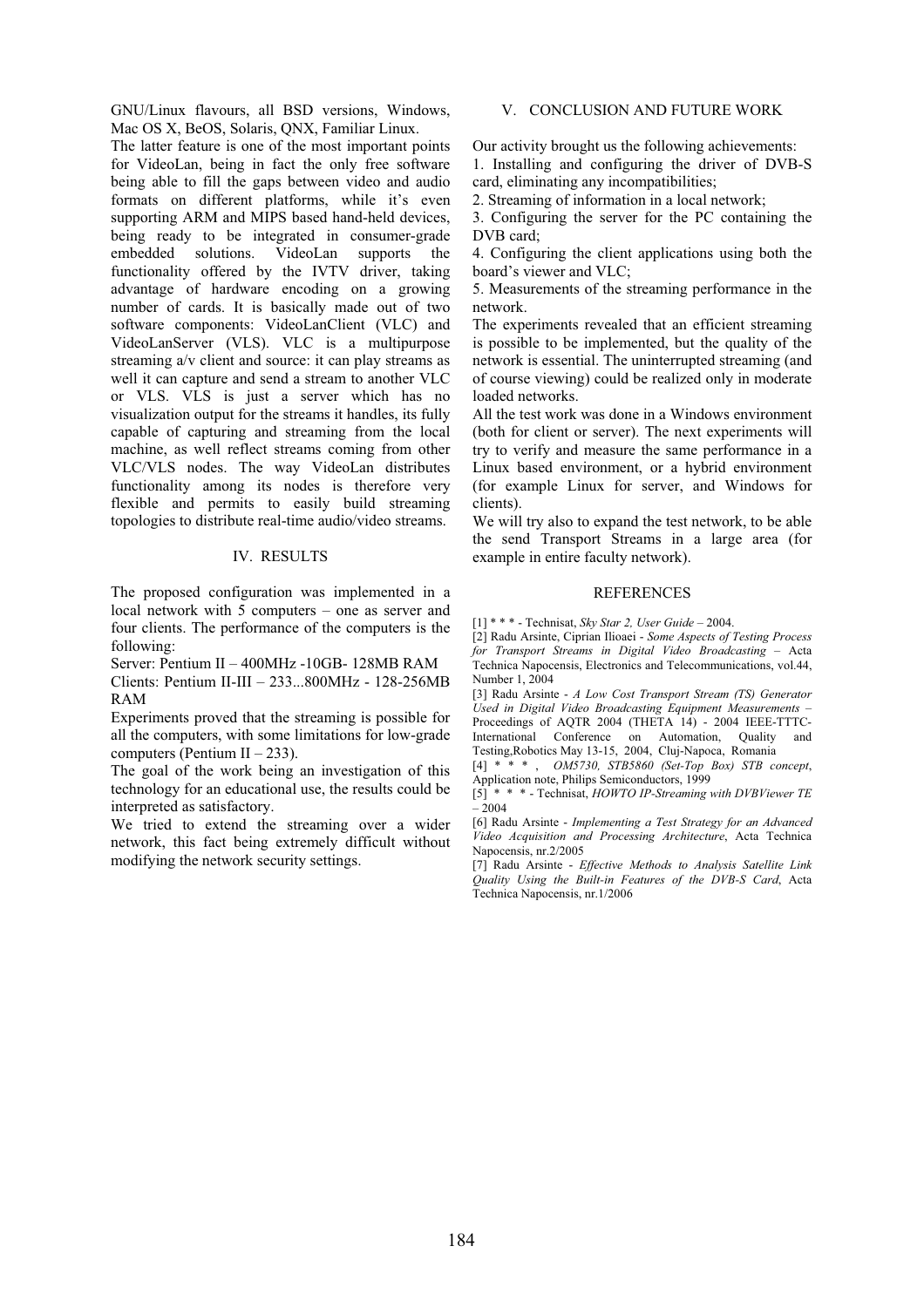GNU/Linux flavours, all BSD versions, Windows, Mac OS X, BeOS, Solaris, QNX, Familiar Linux.

The latter feature is one of the most important points for VideoLan, being in fact the only free software being able to fill the gaps between video and audio formats on different platforms, while it's even supporting ARM and MIPS based hand-held devices, being ready to be integrated in consumer-grade embedded solutions. VideoLan supports the functionality offered by the IVTV driver, taking advantage of hardware encoding on a growing number of cards. It is basically made out of two software components: VideoLanClient (VLC) and VideoLanServer (VLS). VLC is a multipurpose streaming a/v client and source: it can play streams as well it can capture and send a stream to another VLC or VLS. VLS is just a server which has no visualization output for the streams it handles, its fully capable of capturing and streaming from the local machine, as well reflect streams coming from other VLC/VLS nodes. The way VideoLan distributes functionality among its nodes is therefore very flexible and permits to easily build streaming topologies to distribute real-time audio/video streams.

## IV. RESULTS

The proposed configuration was implemented in a local network with 5 computers – one as server and four clients. The performance of the computers is the following:

Server: Pentium II – 400MHz -10GB- 128MB RAM

Clients: Pentium II-III – 233...800MHz - 128-256MB RAM

Experiments proved that the streaming is possible for all the computers, with some limitations for low-grade computers (Pentium II – 233).

The goal of the work being an investigation of this technology for an educational use, the results could be interpreted as satisfactory.

We tried to extend the streaming over a wider network, this fact being extremely difficult without modifying the network security settings.

## V. CONCLUSION AND FUTURE WORK

Our activity brought us the following achievements:

1. Installing and configuring the driver of DVB-S card, eliminating any incompatibilities;
2. Streaming of information in a local network;
3. Configuring the server for the PC containing the DVB card;
4. Configuring the client applications using both the board's viewer and VLC;
5. Measurements of the streaming performance in the network.

The experiments revealed that an efficient streaming is possible to be implemented, but the quality of the network is essential. The uninterrupted streaming (and of course viewing) could be realized only in moderate loaded networks.

All the test work was done in a Windows environment (both for client or server). The next experiments will try to verify and measure the same performance in a Linux based environment, or a hybrid environment (for example Linux for server, and Windows for clients).

We will try also to expand the test network, to be able the send Transport Streams in a large area (for example in entire faculty network).

## REFERENCES

[1] * * * - Technisat, *Sky Star 2, User Guide* – 2004.

[2] Radu Arsinte, Ciprian Ilioaei - *Some Aspects of Testing Process for Transport Streams in Digital Video Broadcasting* – Acta Technica Napocensis, Electronics and Telecommunications, vol.44, Number 1, 2004

[3] Radu Arsinte - *A Low Cost Transport Stream (TS) Generator Used in Digital Video Broadcasting Equipment Measurements* – Proceedings of AQTR 2004 (THETA 14) - 2004 IEEE-TTTC-International Conference on Automation, Quality and Testing,Robotics May 13-15, 2004, Cluj-Napoca, Romania

[4] * * * , *OM5730, STB5860 (Set-Top Box) STB concept*, Application note, Philips Semiconductors, 1999

[5] * * * - Technisat, *HOWTO IP-Streaming with DVBViewer TE* – 2004

[6] Radu Arsinte - *Implementing a Test Strategy for an Advanced Video Acquisition and Processing Architecture*, Acta Technica Napocensis, nr.2/2005

[7] Radu Arsinte - *Effective Methods to Analysis Satellite Link Quality Using the Built-in Features of the DVB-S Card*, Acta Technica Napocensis, nr.1/2006